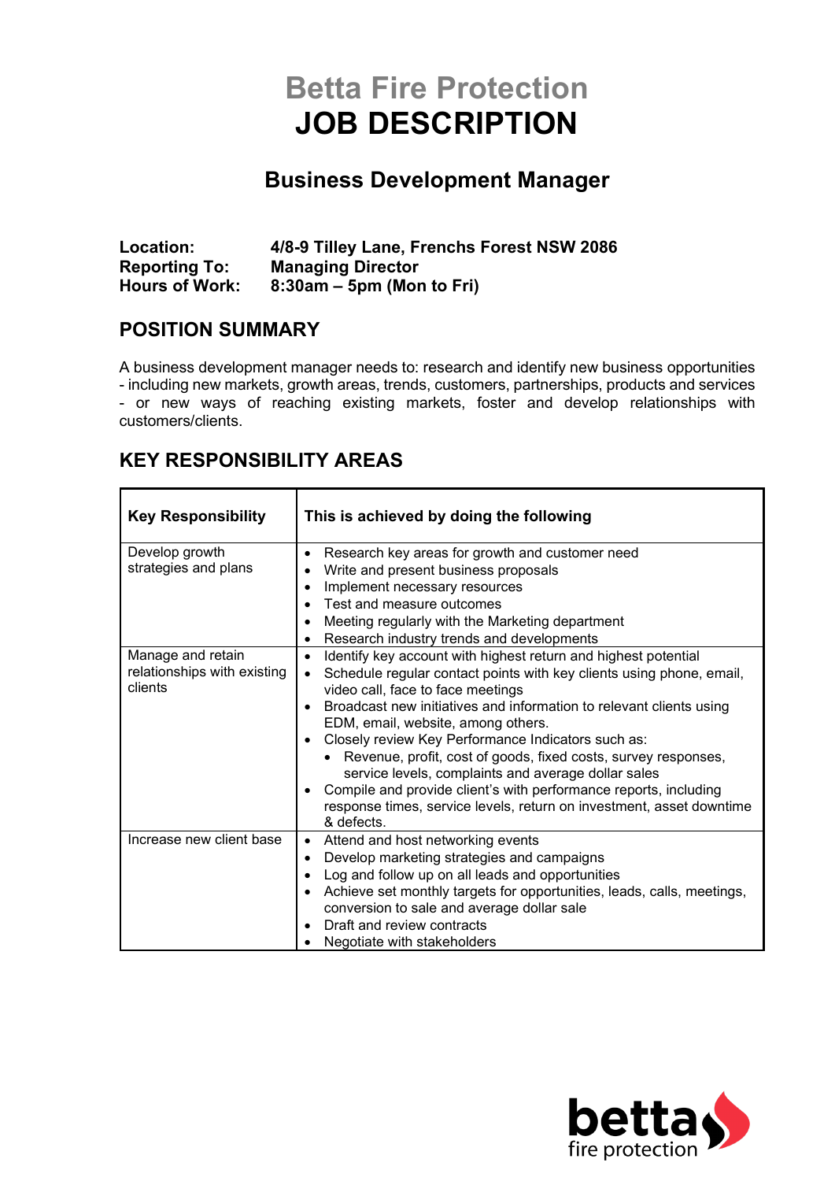# Betta Fire Protection
# JOB DESCRIPTION

## Business Development Manager

**Location:** 4/8-9 Tilley Lane, Frenchs Forest NSW 2086
**Reporting To:** Managing Director
**Hours of Work:** 8:30am – 5pm (Mon to Fri)

## POSITION SUMMARY

A business development manager needs to: research and identify new business opportunities - including new markets, growth areas, trends, customers, partnerships, products and services - or new ways of reaching existing markets, foster and develop relationships with customers/clients.

## KEY RESPONSIBILITY AREAS

| Key Responsibility | This is achieved by doing the following |
|---|---|
| Develop growth strategies and plans | • Research key areas for growth and customer need<br>• Write and present business proposals<br>• Implement necessary resources<br>• Test and measure outcomes<br>• Meeting regularly with the Marketing department<br>• Research industry trends and developments |
| Manage and retain relationships with existing clients | • Identify key account with highest return and highest potential<br>• Schedule regular contact points with key clients using phone, email, video call, face to face meetings<br>• Broadcast new initiatives and information to relevant clients using EDM, email, website, among others.<br>• Closely review Key Performance Indicators such as:<br>&nbsp;&nbsp;• Revenue, profit, cost of goods, fixed costs, survey responses, service levels, complaints and average dollar sales<br>• Compile and provide client's with performance reports, including response times, service levels, return on investment, asset downtime & defects. |
| Increase new client base | • Attend and host networking events<br>• Develop marketing strategies and campaigns<br>• Log and follow up on all leads and opportunities<br>• Achieve set monthly targets for opportunities, leads, calls, meetings, conversion to sale and average dollar sale<br>• Draft and review contracts<br>• Negotiate with stakeholders |

betta fire protection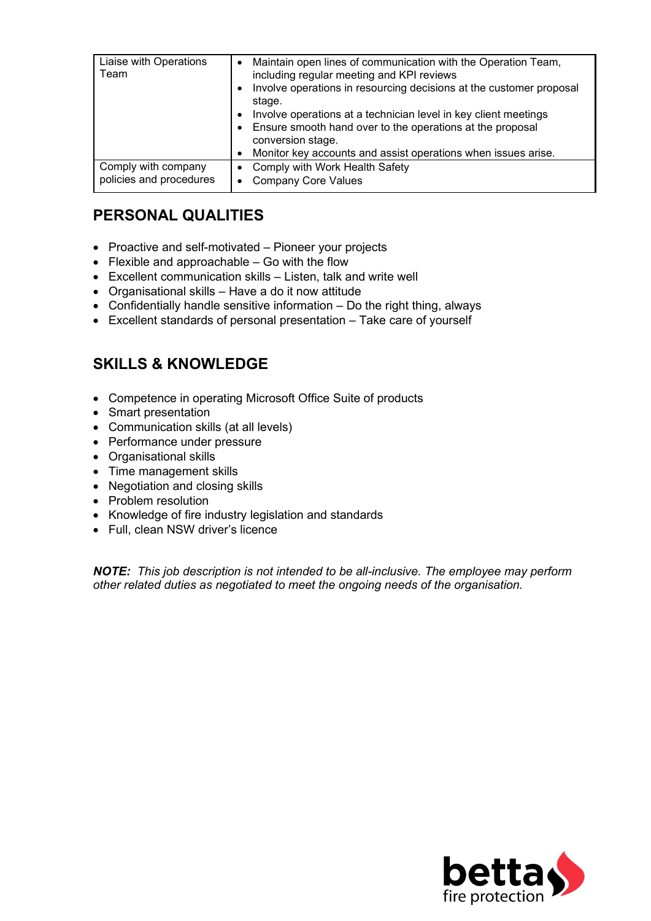| | |
|---|---|
| Liaise with Operations Team | • Maintain open lines of communication with the Operation Team, including regular meeting and KPI reviews<br>• Involve operations in resourcing decisions at the customer proposal stage.<br>• Involve operations at a technician level in key client meetings<br>• Ensure smooth hand over to the operations at the proposal conversion stage.<br>• Monitor key accounts and assist operations when issues arise. |
| Comply with company policies and procedures | • Comply with Work Health Safety<br>• Company Core Values |

## PERSONAL QUALITIES

- Proactive and self-motivated – Pioneer your projects
- Flexible and approachable – Go with the flow
- Excellent communication skills – Listen, talk and write well
- Organisational skills – Have a do it now attitude
- Confidentially handle sensitive information – Do the right thing, always
- Excellent standards of personal presentation – Take care of yourself

## SKILLS & KNOWLEDGE

- Competence in operating Microsoft Office Suite of products
- Smart presentation
- Communication skills (at all levels)
- Performance under pressure
- Organisational skills
- Time management skills
- Negotiation and closing skills
- Problem resolution
- Knowledge of fire industry legislation and standards
- Full, clean NSW driver's licence

***NOTE:*** *This job description is not intended to be all-inclusive. The employee may perform other related duties as negotiated to meet the ongoing needs of the organisation.*

betta fire protection